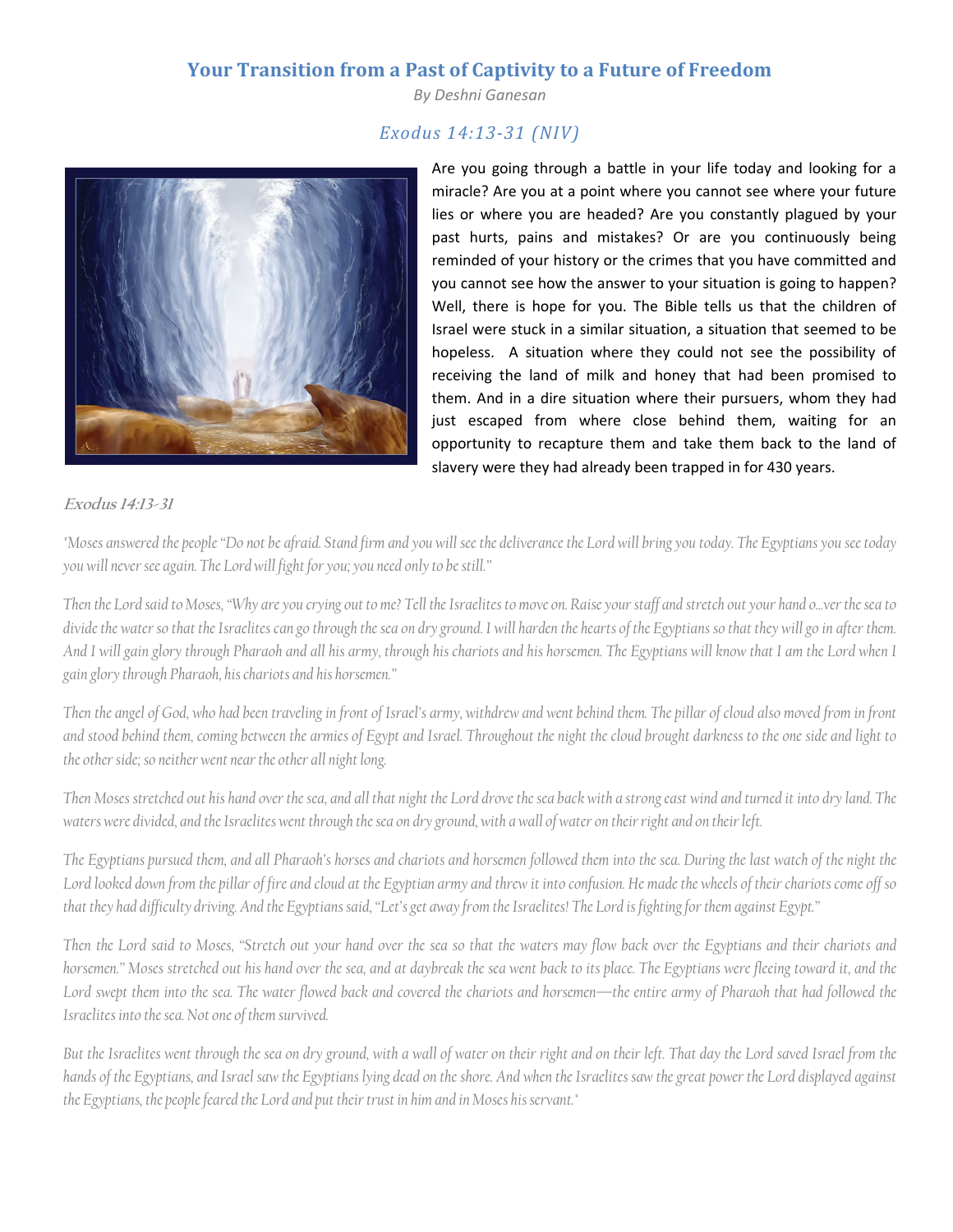# Your Transition from a Past of Captivity to a Future of Freedom

*By Deshni Ganesan*

## *Exodus 14:13-31 (NIV)*

Are you going through a battle in your life today and looking for a miracle? Are you at a point where you cannot see where your future lies or where you are headed? Are you constantly plagued by your past hurts, pains and mistakes? Or are you continuously being reminded of your history or the crimes that you have committed and you cannot see how the answer to your situation is going to happen? Well, there is hope for you. The Bible tells us that the children of Israel were stuck in a similar situation, a situation that seemed to be hopeless. A situation where they could not see the possibility of receiving the land of milk and honey that had been promised to them. And in a dire situation where their pursuers, whom they had just escaped from where close behind them, waiting for an opportunity to recapture them and take them back to the land of slavery were they had already been trapped in for 430 years.

### Exodus 14:13-31

*'Moses answered the people "Do not be afraid. Stand firm and you will see the deliverance the Lord will bring you today. The Egyptians you see today you will never see again. The Lord will fight for you; you need only to be still."*

*Then the Lord said to Moses, "Why are you crying out to me? Tell the Israelites to move on. Raise your staff and stretch out your hand o...ver the sea to divide the water so that the Israelites can go through the sea on dry ground. I will harden the hearts of the Egyptians so that they will go in after them. And I will gain glory through Pharaoh and all his army, through his chariots and his horsemen. The Egyptians will know that I am the Lord when I gain glory through Pharaoh, his chariots and his horsemen."*

*Then the angel of God, who had been traveling in front of Israel's army, withdrew and went behind them. The pillar of cloud also moved from in front and stood behind them, coming between the armies of Egypt and Israel. Throughout the night the cloud brought darkness to the one side and light to the other side; so neither went near the other all night long.*

*Then Moses stretched out his hand over the sea, and all that night the Lord drove the sea back with a strong east wind and turned it into dry land. The waters were divided, and the Israelites went through the sea on dry ground, with a wall of water on their right and on their left.*

*The Egyptians pursued them, and all Pharaoh's horses and chariots and horsemen followed them into the sea. During the last watch of the night the Lord looked down from the pillar of fire and cloud at the Egyptian army and threw it into confusion. He made the wheels of their chariots come off so that they had difficulty driving. And the Egyptians said, "Let's get away from the Israelites! The Lord is fighting for them against Egypt."*

*Then the Lord said to Moses, "Stretch out your hand over the sea so that the waters may flow back over the Egyptians and their chariots and horsemen." Moses stretched out his hand over the sea, and at daybreak the sea went back to its place. The Egyptians were fleeing toward it, and the Lord swept them into the sea. The water flowed back and covered the chariots and horsemen—the entire army of Pharaoh that had followed the Israelites into the sea. Not one of them survived.*

*But the Israelites went through the sea on dry ground, with a wall of water on their right and on their left. That day the Lord saved Israel from the hands of the Egyptians, and Israel saw the Egyptians lying dead on the shore. And when the Israelites saw the great power the Lord displayed against the Egyptians, the people feared the Lord and put their trust in him and in Moses his servant.'*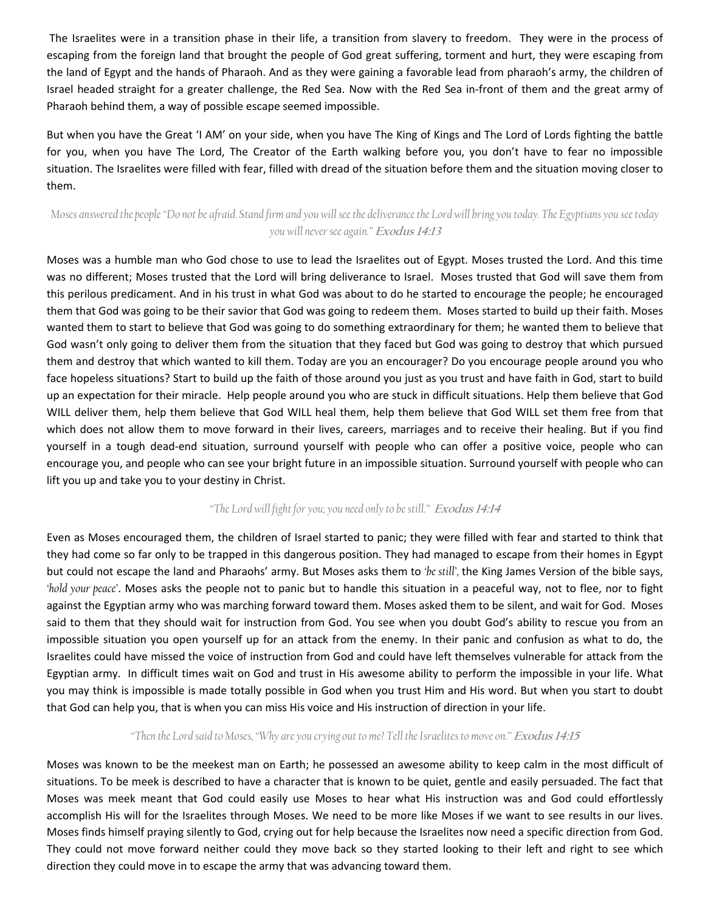The Israelites were in a transition phase in their life, a transition from slavery to freedom. They were in the process of escaping from the foreign land that brought the people of God great suffering, torment and hurt, they were escaping from the land of Egypt and the hands of Pharaoh. And as they were gaining a favorable lead from pharaoh's army, the children of Israel headed straight for a greater challenge, the Red Sea. Now with the Red Sea in-front of them and the great army of Pharaoh behind them, a way of possible escape seemed impossible.

But when you have the Great 'I AM' on your side, when you have The King of Kings and The Lord of Lords fighting the battle for you, when you have The Lord, The Creator of the Earth walking before you, you don't have to fear no impossible situation. The Israelites were filled with fear, filled with dread of the situation before them and the situation moving closer to them.

*Moses answered the people "Do not be afraid. Stand firm and you will see the deliverance the Lord will bring you today. The Egyptians you see today you will never see again."* **Exodus 14:13**

Moses was a humble man who God chose to use to lead the Israelites out of Egypt. Moses trusted the Lord. And this time was no different; Moses trusted that the Lord will bring deliverance to Israel. Moses trusted that God will save them from this perilous predicament. And in his trust in what God was about to do he started to encourage the people; he encouraged them that God was going to be their savior that God was going to redeem them. Moses started to build up their faith. Moses wanted them to start to believe that God was going to do something extraordinary for them; he wanted them to believe that God wasn't only going to deliver them from the situation that they faced but God was going to destroy that which pursued them and destroy that which wanted to kill them. Today are you an encourager? Do you encourage people around you who face hopeless situations? Start to build up the faith of those around you just as you trust and have faith in God, start to build up an expectation for their miracle. Help people around you who are stuck in difficult situations. Help them believe that God WILL deliver them, help them believe that God WILL heal them, help them believe that God WILL set them free from that which does not allow them to move forward in their lives, careers, marriages and to receive their healing. But if you find yourself in a tough dead-end situation, surround yourself with people who can offer a positive voice, people who can encourage you, and people who can see your bright future in an impossible situation. Surround yourself with people who can lift you up and take you to your destiny in Christ.

*"The Lord will fight for you; you need only to be still."* **Exodus 14:14**

Even as Moses encouraged them, the children of Israel started to panic; they were filled with fear and started to think that they had come so far only to be trapped in this dangerous position. They had managed to escape from their homes in Egypt but could not escape the land and Pharaohs' army. But Moses asks them to *'be still'*, the King James Version of the bible says, *'hold your peace'*. Moses asks the people not to panic but to handle this situation in a peaceful way, not to flee, nor to fight against the Egyptian army who was marching forward toward them. Moses asked them to be silent, and wait for God. Moses said to them that they should wait for instruction from God. You see when you doubt God's ability to rescue you from an impossible situation you open yourself up for an attack from the enemy. In their panic and confusion as what to do, the Israelites could have missed the voice of instruction from God and could have left themselves vulnerable for attack from the Egyptian army. In difficult times wait on God and trust in His awesome ability to perform the impossible in your life. What you may think is impossible is made totally possible in God when you trust Him and His word. But when you start to doubt that God can help you, that is when you can miss His voice and His instruction of direction in your life.

*"Then the Lord said to Moses, "Why are you crying out to me? Tell the Israelites to move on."* **Exodus 14:15**

Moses was known to be the meekest man on Earth; he possessed an awesome ability to keep calm in the most difficult of situations. To be meek is described to have a character that is known to be quiet, gentle and easily persuaded. The fact that Moses was meek meant that God could easily use Moses to hear what His instruction was and God could effortlessly accomplish His will for the Israelites through Moses. We need to be more like Moses if we want to see results in our lives. Moses finds himself praying silently to God, crying out for help because the Israelites now need a specific direction from God. They could not move forward neither could they move back so they started looking to their left and right to see which direction they could move in to escape the army that was advancing toward them.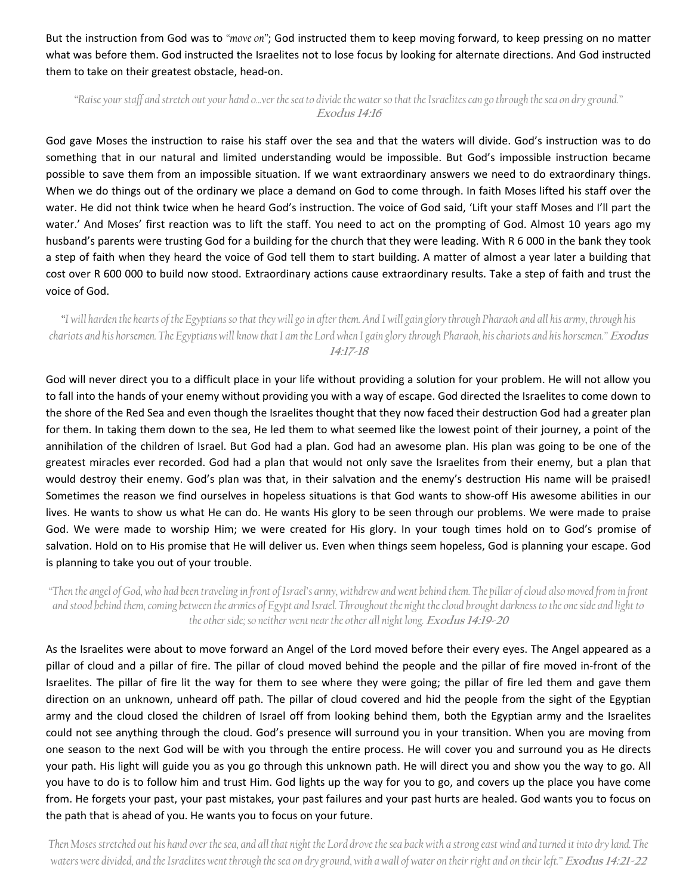But the instruction from God was to *"move on"*; God instructed them to keep moving forward, to keep pressing on no matter what was before them. God instructed the Israelites not to lose focus by looking for alternate directions. And God instructed them to take on their greatest obstacle, head-on.

*"Raise your staff and stretch out your hand o...ver the sea to divide the water so that the Israelites can go through the sea on dry ground."* **Exodus 14:16**

God gave Moses the instruction to raise his staff over the sea and that the waters will divide. God's instruction was to do something that in our natural and limited understanding would be impossible. But God's impossible instruction became possible to save them from an impossible situation. If we want extraordinary answers we need to do extraordinary things. When we do things out of the ordinary we place a demand on God to come through. In faith Moses lifted his staff over the water. He did not think twice when he heard God's instruction. The voice of God said, 'Lift your staff Moses and I'll part the water.' And Moses' first reaction was to lift the staff. You need to act on the prompting of God. Almost 10 years ago my husband's parents were trusting God for a building for the church that they were leading. With R 6 000 in the bank they took a step of faith when they heard the voice of God tell them to start building. A matter of almost a year later a building that cost over R 600 000 to build now stood. Extraordinary actions cause extraordinary results. Take a step of faith and trust the voice of God.

*"I will harden the hearts of the Egyptians so that they will go in after them. And I will gain glory through Pharaoh and all his army, through his chariots and his horsemen. The Egyptians will know that I am the Lord when I gain glory through Pharaoh, his chariots and his horsemen."* **Exodus 14:17-18**

God will never direct you to a difficult place in your life without providing a solution for your problem. He will not allow you to fall into the hands of your enemy without providing you with a way of escape. God directed the Israelites to come down to the shore of the Red Sea and even though the Israelites thought that they now faced their destruction God had a greater plan for them. In taking them down to the sea, He led them to what seemed like the lowest point of their journey, a point of the annihilation of the children of Israel. But God had a plan. God had an awesome plan. His plan was going to be one of the greatest miracles ever recorded. God had a plan that would not only save the Israelites from their enemy, but a plan that would destroy their enemy. God's plan was that, in their salvation and the enemy's destruction His name will be praised! Sometimes the reason we find ourselves in hopeless situations is that God wants to show-off His awesome abilities in our lives. He wants to show us what He can do. He wants His glory to be seen through our problems. We were made to praise God. We were made to worship Him; we were created for His glory. In your tough times hold on to God's promise of salvation. Hold on to His promise that He will deliver us. Even when things seem hopeless, God is planning your escape. God is planning to take you out of your trouble.

*"Then the angel of God, who had been traveling in front of Israel's army, withdrew and went behind them. The pillar of cloud also moved from in front and stood behind them, coming between the armies of Egypt and Israel. Throughout the night the cloud brought darkness to the one side and light to the other side; so neither went near the other all night long.* **Exodus 14:19-20**

As the Israelites were about to move forward an Angel of the Lord moved before their every eyes. The Angel appeared as a pillar of cloud and a pillar of fire. The pillar of cloud moved behind the people and the pillar of fire moved in-front of the Israelites. The pillar of fire lit the way for them to see where they were going; the pillar of fire led them and gave them direction on an unknown, unheard off path. The pillar of cloud covered and hid the people from the sight of the Egyptian army and the cloud closed the children of Israel off from looking behind them, both the Egyptian army and the Israelites could not see anything through the cloud. God's presence will surround you in your transition. When you are moving from one season to the next God will be with you through the entire process. He will cover you and surround you as He directs your path. His light will guide you as you go through this unknown path. He will direct you and show you the way to go. All you have to do is to follow him and trust Him. God lights up the way for you to go, and covers up the place you have come from. He forgets your past, your past mistakes, your past failures and your past hurts are healed. God wants you to focus on the path that is ahead of you. He wants you to focus on your future.

*Then Moses stretched out his hand over the sea, and all that night the Lord drove the sea back with a strong east wind and turned it into dry land. The waters were divided, and the Israelites went through the sea on dry ground, with a wall of water on their right and on their left."* **Exodus 14:21-22**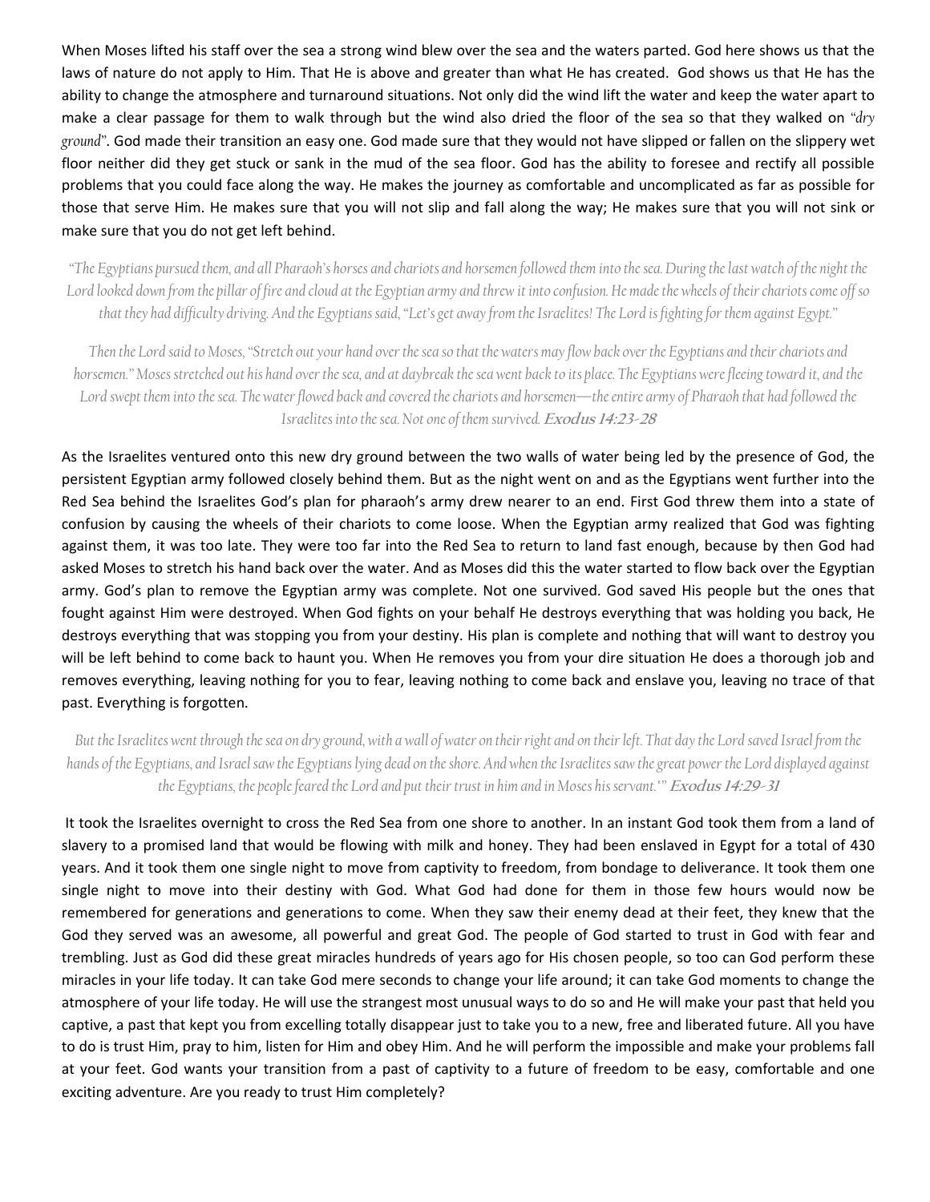When Moses lifted his staff over the sea a strong wind blew over the sea and the waters parted. God here shows us that the laws of nature do not apply to Him. That He is above and greater than what He has created. God shows us that He has the ability to change the atmosphere and turnaround situations. Not only did the wind lift the water and keep the water apart to make a clear passage for them to walk through but the wind also dried the floor of the sea so that they walked on "*dry ground*". God made their transition an easy one. God made sure that they would not have slipped or fallen on the slippery wet floor neither did they get stuck or sank in the mud of the sea floor. God has the ability to foresee and rectify all possible problems that you could face along the way. He makes the journey as comfortable and uncomplicated as far as possible for those that serve Him. He makes sure that you will not slip and fall along the way; He makes sure that you will not sink or make sure that you do not get left behind.

*"The Egyptians pursued them, and all Pharaoh's horses and chariots and horsemen followed them into the sea. During the last watch of the night the Lord looked down from the pillar of fire and cloud at the Egyptian army and threw it into confusion. He made the wheels of their chariots come off so that they had difficulty driving. And the Egyptians said, "Let's get away from the Israelites! The Lord is fighting for them against Egypt."*

*Then the Lord said to Moses, "Stretch out your hand over the sea so that the waters may flow back over the Egyptians and their chariots and horsemen." Moses stretched out his hand over the sea, and at daybreak the sea went back to its place. The Egyptians were fleeing toward it, and the Lord swept them into the sea. The water flowed back and covered the chariots and horsemen—the entire army of Pharaoh that had followed the Israelites into the sea. Not one of them survived.* ***Exodus 14:23-28***

As the Israelites ventured onto this new dry ground between the two walls of water being led by the presence of God, the persistent Egyptian army followed closely behind them. But as the night went on and as the Egyptians went further into the Red Sea behind the Israelites God's plan for pharaoh's army drew nearer to an end. First God threw them into a state of confusion by causing the wheels of their chariots to come loose. When the Egyptian army realized that God was fighting against them, it was too late. They were too far into the Red Sea to return to land fast enough, because by then God had asked Moses to stretch his hand back over the water. And as Moses did this the water started to flow back over the Egyptian army. God's plan to remove the Egyptian army was complete. Not one survived. God saved His people but the ones that fought against Him were destroyed. When God fights on your behalf He destroys everything that was holding you back, He destroys everything that was stopping you from your destiny. His plan is complete and nothing that will want to destroy you will be left behind to come back to haunt you. When He removes you from your dire situation He does a thorough job and removes everything, leaving nothing for you to fear, leaving nothing to come back and enslave you, leaving no trace of that past. Everything is forgotten.

*But the Israelites went through the sea on dry ground, with a wall of water on their right and on their left. That day the Lord saved Israel from the hands of the Egyptians, and Israel saw the Egyptians lying dead on the shore. And when the Israelites saw the great power the Lord displayed against the Egyptians, the people feared the Lord and put their trust in him and in Moses his servant.'"* ***Exodus 14:29-31***

It took the Israelites overnight to cross the Red Sea from one shore to another. In an instant God took them from a land of slavery to a promised land that would be flowing with milk and honey. They had been enslaved in Egypt for a total of 430 years. And it took them one single night to move from captivity to freedom, from bondage to deliverance. It took them one single night to move into their destiny with God. What God had done for them in those few hours would now be remembered for generations and generations to come. When they saw their enemy dead at their feet, they knew that the God they served was an awesome, all powerful and great God. The people of God started to trust in God with fear and trembling. Just as God did these great miracles hundreds of years ago for His chosen people, so too can God perform these miracles in your life today. It can take God mere seconds to change your life around; it can take God moments to change the atmosphere of your life today. He will use the strangest most unusual ways to do so and He will make your past that held you captive, a past that kept you from excelling totally disappear just to take you to a new, free and liberated future. All you have to do is trust Him, pray to him, listen for Him and obey Him. And he will perform the impossible and make your problems fall at your feet. God wants your transition from a past of captivity to a future of freedom to be easy, comfortable and one exciting adventure. Are you ready to trust Him completely?